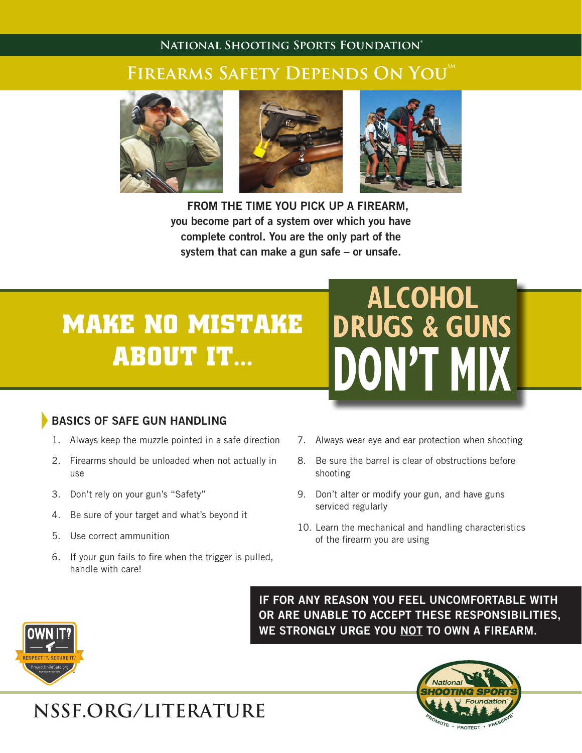NATIONAL SHOOTING SPORTS FOUNDATION®

# FIREARMS SAFETY DEPENDS ON YOU℠

**FROM THE TIME YOU PICK UP A FIREARM, you become part of a system over which you have complete control. You are the only part of the system that can make a gun safe – or unsafe.**

## MAKE NO MISTAKE ABOUT IT...

## ALCOHOL DRUGS & GUNS DON'T MIX

### BASICS OF SAFE GUN HANDLING

1. Always keep the muzzle pointed in a safe direction
2. Firearms should be unloaded when not actually in use
3. Don't rely on your gun's "Safety"
4. Be sure of your target and what's beyond it
5. Use correct ammunition
6. If your gun fails to fire when the trigger is pulled, handle with care!
7. Always wear eye and ear protection when shooting
8. Be sure the barrel is clear of obstructions before shooting
9. Don't alter or modify your gun, and have guns serviced regularly
10. Learn the mechanical and handling characteristics of the firearm you are using

**IF FOR ANY REASON YOU FEEL UNCOMFORTABLE WITH OR ARE UNABLE TO ACCEPT THESE RESPONSIBILITIES, WE STRONGLY URGE YOU NOT TO OWN A FIREARM.**

OWN IT? RESPECT IT. SECURE IT. ProjectChildSafe.org

NSSF.ORG/LITERATURE

National Shooting Sports Foundation — PROMOTE • PROTECT • PRESERVE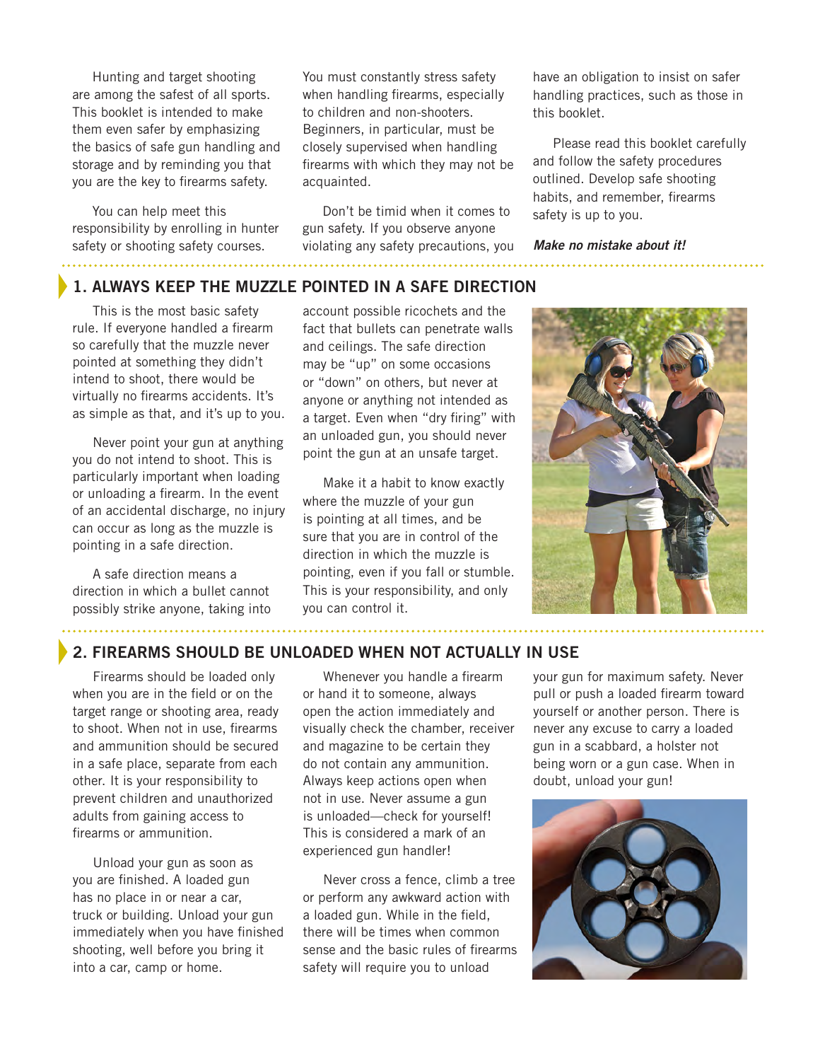Hunting and target shooting are among the safest of all sports. This booklet is intended to make them even safer by emphasizing the basics of safe gun handling and storage and by reminding you that you are the key to firearms safety.

You can help meet this responsibility by enrolling in hunter safety or shooting safety courses. You must constantly stress safety when handling firearms, especially to children and non-shooters. Beginners, in particular, must be closely supervised when handling firearms with which they may not be acquainted.

Don't be timid when it comes to gun safety. If you observe anyone violating any safety precautions, you have an obligation to insist on safer handling practices, such as those in this booklet.

Please read this booklet carefully and follow the safety procedures outlined. Develop safe shooting habits, and remember, firearms safety is up to you.

***Make no mistake about it!***

## 1. ALWAYS KEEP THE MUZZLE POINTED IN A SAFE DIRECTION

This is the most basic safety rule. If everyone handled a firearm so carefully that the muzzle never pointed at something they didn't intend to shoot, there would be virtually no firearms accidents. It's as simple as that, and it's up to you.

Never point your gun at anything you do not intend to shoot. This is particularly important when loading or unloading a firearm. In the event of an accidental discharge, no injury can occur as long as the muzzle is pointing in a safe direction.

A safe direction means a direction in which a bullet cannot possibly strike anyone, taking into account possible ricochets and the fact that bullets can penetrate walls and ceilings. The safe direction may be "up" on some occasions or "down" on others, but never at anyone or anything not intended as a target. Even when "dry firing" with an unloaded gun, you should never point the gun at an unsafe target.

Make it a habit to know exactly where the muzzle of your gun is pointing at all times, and be sure that you are in control of the direction in which the muzzle is pointing, even if you fall or stumble. This is your responsibility, and only you can control it.

## 2. FIREARMS SHOULD BE UNLOADED WHEN NOT ACTUALLY IN USE

Firearms should be loaded only when you are in the field or on the target range or shooting area, ready to shoot. When not in use, firearms and ammunition should be secured in a safe place, separate from each other. It is your responsibility to prevent children and unauthorized adults from gaining access to firearms or ammunition.

Unload your gun as soon as you are finished. A loaded gun has no place in or near a car, truck or building. Unload your gun immediately when you have finished shooting, well before you bring it into a car, camp or home.

Whenever you handle a firearm or hand it to someone, always open the action immediately and visually check the chamber, receiver and magazine to be certain they do not contain any ammunition. Always keep actions open when not in use. Never assume a gun is unloaded—check for yourself! This is considered a mark of an experienced gun handler!

Never cross a fence, climb a tree or perform any awkward action with a loaded gun. While in the field, there will be times when common sense and the basic rules of firearms safety will require you to unload your gun for maximum safety. Never pull or push a loaded firearm toward yourself or another person. There is never any excuse to carry a loaded gun in a scabbard, a holster not being worn or a gun case. When in doubt, unload your gun!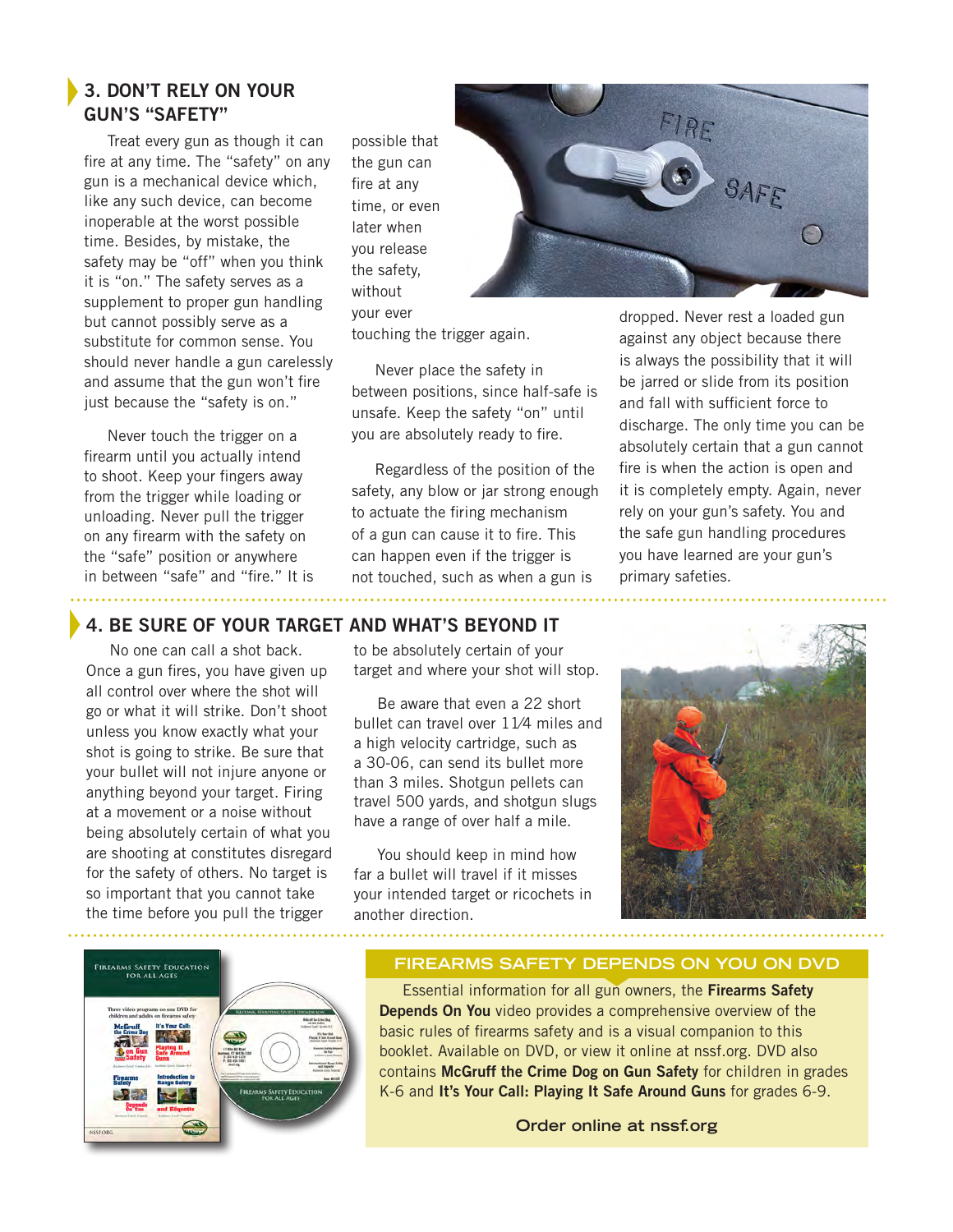## 3. DON'T RELY ON YOUR GUN'S "SAFETY"

Treat every gun as though it can fire at any time. The "safety" on any gun is a mechanical device which, like any such device, can become inoperable at the worst possible time. Besides, by mistake, the safety may be "off" when you think it is "on." The safety serves as a supplement to proper gun handling but cannot possibly serve as a substitute for common sense. You should never handle a gun carelessly and assume that the gun won't fire just because the "safety is on."

Never touch the trigger on a firearm until you actually intend to shoot. Keep your fingers away from the trigger while loading or unloading. Never pull the trigger on any firearm with the safety on the "safe" position or anywhere in between "safe" and "fire." It is possible that the gun can fire at any time, or even later when you release the safety, without your ever touching the trigger again.

Never place the safety in between positions, since half-safe is unsafe. Keep the safety "on" until you are absolutely ready to fire.

Regardless of the position of the safety, any blow or jar strong enough to actuate the firing mechanism of a gun can cause it to fire. This can happen even if the trigger is not touched, such as when a gun is dropped. Never rest a loaded gun against any object because there is always the possibility that it will be jarred or slide from its position and fall with sufficient force to discharge. The only time you can be absolutely certain that a gun cannot fire is when the action is open and it is completely empty. Again, never rely on your gun's safety. You and the safe gun handling procedures you have learned are your gun's primary safeties.

## 4. BE SURE OF YOUR TARGET AND WHAT'S BEYOND IT

No one can call a shot back. Once a gun fires, you have given up all control over where the shot will go or what it will strike. Don't shoot unless you know exactly what your shot is going to strike. Be sure that your bullet will not injure anyone or anything beyond your target. Firing at a movement or a noise without being absolutely certain of what you are shooting at constitutes disregard for the safety of others. No target is so important that you cannot take the time before you pull the trigger to be absolutely certain of your target and where your shot will stop.

Be aware that even a 22 short bullet can travel over 1 1⁄4 miles and a high velocity cartridge, such as a 30-06, can send its bullet more than 3 miles. Shotgun pellets can travel 500 yards, and shotgun slugs have a range of over half a mile.

You should keep in mind how far a bullet will travel if it misses your intended target or ricochets in another direction.

## FIREARMS SAFETY DEPENDS ON YOU ON DVD

Essential information for all gun owners, the **Firearms Safety Depends On You** video provides a comprehensive overview of the basic rules of firearms safety and is a visual companion to this booklet. Available on DVD, or view it online at nssf.org. DVD also contains **McGruff the Crime Dog on Gun Safety** for children in grades K-6 and **It's Your Call: Playing It Safe Around Guns** for grades 6-9.

**Order online at nssf.org**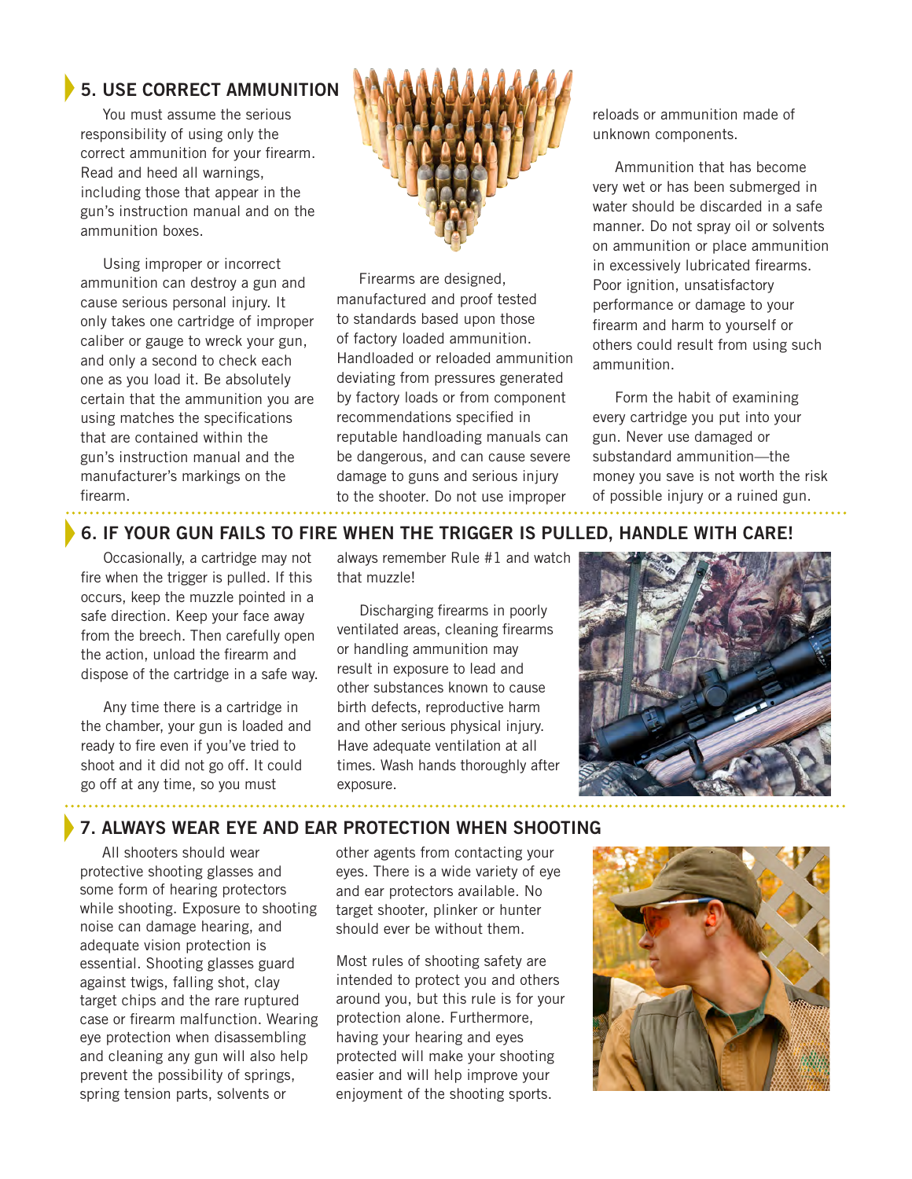## 5. USE CORRECT AMMUNITION

You must assume the serious responsibility of using only the correct ammunition for your firearm. Read and heed all warnings, including those that appear in the gun's instruction manual and on the ammunition boxes.

Using improper or incorrect ammunition can destroy a gun and cause serious personal injury. It only takes one cartridge of improper caliber or gauge to wreck your gun, and only a second to check each one as you load it. Be absolutely certain that the ammunition you are using matches the specifications that are contained within the gun's instruction manual and the manufacturer's markings on the firearm.

Firearms are designed, manufactured and proof tested to standards based upon those of factory loaded ammunition. Handloaded or reloaded ammunition deviating from pressures generated by factory loads or from component recommendations specified in reputable handloading manuals can be dangerous, and can cause severe damage to guns and serious injury to the shooter. Do not use improper reloads or ammunition made of unknown components.

Ammunition that has become very wet or has been submerged in water should be discarded in a safe manner. Do not spray oil or solvents on ammunition or place ammunition in excessively lubricated firearms. Poor ignition, unsatisfactory performance or damage to your firearm and harm to yourself or others could result from using such ammunition.

Form the habit of examining every cartridge you put into your gun. Never use damaged or substandard ammunition—the money you save is not worth the risk of possible injury or a ruined gun.

## 6. IF YOUR GUN FAILS TO FIRE WHEN THE TRIGGER IS PULLED, HANDLE WITH CARE!

Occasionally, a cartridge may not fire when the trigger is pulled. If this occurs, keep the muzzle pointed in a safe direction. Keep your face away from the breech. Then carefully open the action, unload the firearm and dispose of the cartridge in a safe way.

Any time there is a cartridge in the chamber, your gun is loaded and ready to fire even if you've tried to shoot and it did not go off. It could go off at any time, so you must always remember Rule #1 and watch that muzzle!

Discharging firearms in poorly ventilated areas, cleaning firearms or handling ammunition may result in exposure to lead and other substances known to cause birth defects, reproductive harm and other serious physical injury. Have adequate ventilation at all times. Wash hands thoroughly after exposure.

## 7. ALWAYS WEAR EYE AND EAR PROTECTION WHEN SHOOTING

All shooters should wear protective shooting glasses and some form of hearing protectors while shooting. Exposure to shooting noise can damage hearing, and adequate vision protection is essential. Shooting glasses guard against twigs, falling shot, clay target chips and the rare ruptured case or firearm malfunction. Wearing eye protection when disassembling and cleaning any gun will also help prevent the possibility of springs, spring tension parts, solvents or other agents from contacting your eyes. There is a wide variety of eye and ear protectors available. No target shooter, plinker or hunter should ever be without them.

Most rules of shooting safety are intended to protect you and others around you, but this rule is for your protection alone. Furthermore, having your hearing and eyes protected will make your shooting easier and will help improve your enjoyment of the shooting sports.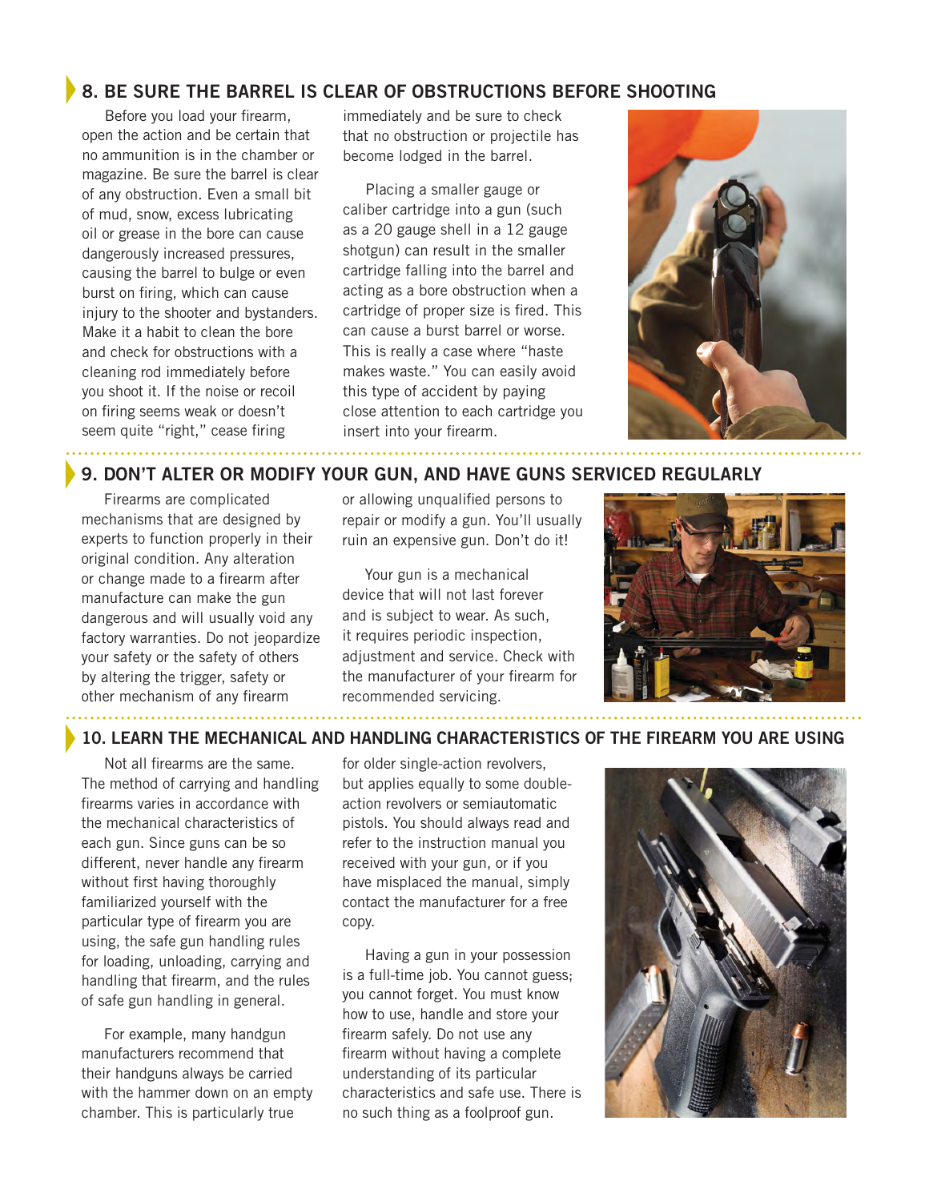## 8. BE SURE THE BARREL IS CLEAR OF OBSTRUCTIONS BEFORE SHOOTING

Before you load your firearm, open the action and be certain that no ammunition is in the chamber or magazine. Be sure the barrel is clear of any obstruction. Even a small bit of mud, snow, excess lubricating oil or grease in the bore can cause dangerously increased pressures, causing the barrel to bulge or even burst on firing, which can cause injury to the shooter and bystanders. Make it a habit to clean the bore and check for obstructions with a cleaning rod immediately before you shoot it. If the noise or recoil on firing seems weak or doesn't seem quite "right," cease firing immediately and be sure to check that no obstruction or projectile has become lodged in the barrel.

Placing a smaller gauge or caliber cartridge into a gun (such as a 20 gauge shell in a 12 gauge shotgun) can result in the smaller cartridge falling into the barrel and acting as a bore obstruction when a cartridge of proper size is fired. This can cause a burst barrel or worse. This is really a case where "haste makes waste." You can easily avoid this type of accident by paying close attention to each cartridge you insert into your firearm.

## 9. DON'T ALTER OR MODIFY YOUR GUN, AND HAVE GUNS SERVICED REGULARLY

Firearms are complicated mechanisms that are designed by experts to function properly in their original condition. Any alteration or change made to a firearm after manufacture can make the gun dangerous and will usually void any factory warranties. Do not jeopardize your safety or the safety of others by altering the trigger, safety or other mechanism of any firearm or allowing unqualified persons to repair or modify a gun. You'll usually ruin an expensive gun. Don't do it!

Your gun is a mechanical device that will not last forever and is subject to wear. As such, it requires periodic inspection, adjustment and service. Check with the manufacturer of your firearm for recommended servicing.

## 10. LEARN THE MECHANICAL AND HANDLING CHARACTERISTICS OF THE FIREARM YOU ARE USING

Not all firearms are the same. The method of carrying and handling firearms varies in accordance with the mechanical characteristics of each gun. Since guns can be so different, never handle any firearm without first having thoroughly familiarized yourself with the particular type of firearm you are using, the safe gun handling rules for loading, unloading, carrying and handling that firearm, and the rules of safe gun handling in general.

For example, many handgun manufacturers recommend that their handguns always be carried with the hammer down on an empty chamber. This is particularly true for older single-action revolvers, but applies equally to some double-action revolvers or semiautomatic pistols. You should always read and refer to the instruction manual you received with your gun, or if you have misplaced the manual, simply contact the manufacturer for a free copy.

Having a gun in your possession is a full-time job. You cannot guess; you cannot forget. You must know how to use, handle and store your firearm safely. Do not use any firearm without having a complete understanding of its particular characteristics and safe use. There is no such thing as a foolproof gun.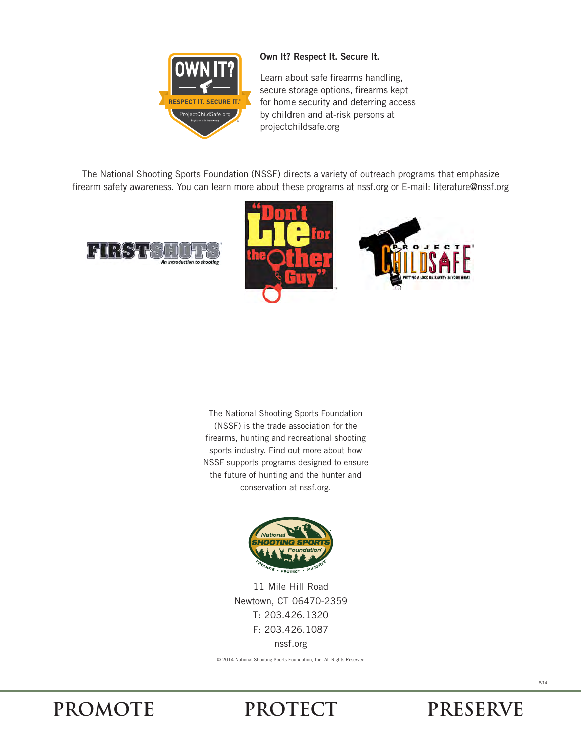**Own It? Respect It. Secure It.**

Learn about safe firearms handling, secure storage options, firearms kept for home security and deterring access by children and at-risk persons at projectchildsafe.org

The National Shooting Sports Foundation (NSSF) directs a variety of outreach programs that emphasize firearm safety awareness. You can learn more about these programs at nssf.org or E-mail: literature@nssf.org

The National Shooting Sports Foundation (NSSF) is the trade association for the firearms, hunting and recreational shooting sports industry. Find out more about how NSSF supports programs designed to ensure the future of hunting and the hunter and conservation at nssf.org.

11 Mile Hill Road
Newtown, CT 06470-2359
T: 203.426.1320
F: 203.426.1087
nssf.org

© 2014 National Shooting Sports Foundation, Inc. All Rights Reserved

8/14

PROMOTE PROTECT PRESERVE